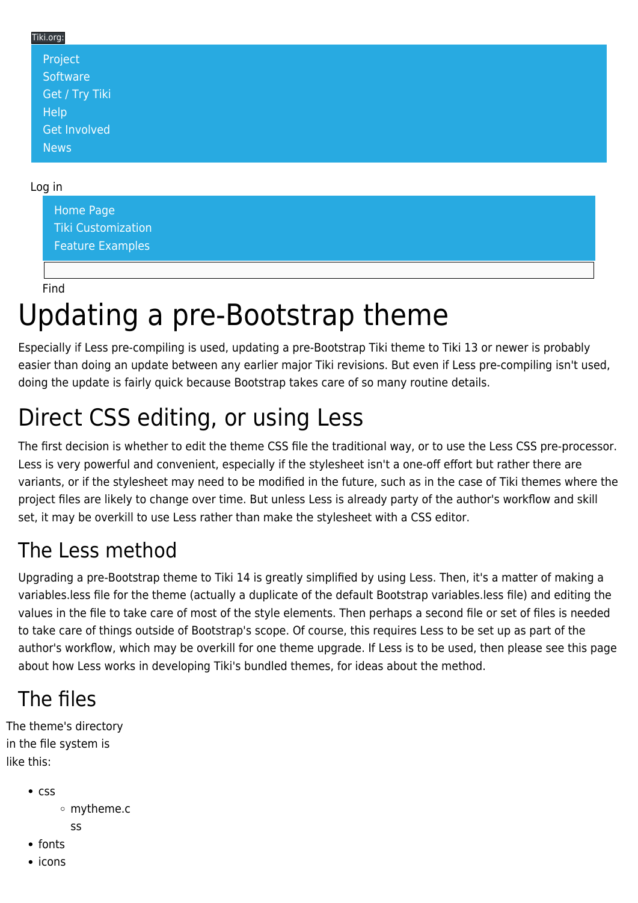Tiki.org:

- Project
- Software
- Get / Try Tiki
- Help
- Get Involved
- News

Log in

- Home Page
- Tiki Customization
- Feature Examples

Find

# Updating a pre-Bootstrap theme

Especially if Less pre-compiling is used, updating a pre-Bootstrap Tiki theme to Tiki 13 or newer is probably easier than doing an update between any earlier major Tiki revisions. But even if Less pre-compiling isn't used, doing the update is fairly quick because Bootstrap takes care of so many routine details.

# Direct CSS editing, or using Less

The first decision is whether to edit the theme CSS file the traditional way, or to use the Less CSS pre-processor. Less is very powerful and convenient, especially if the stylesheet isn't a one-off effort but rather there are variants, or if the stylesheet may need to be modified in the future, such as in the case of Tiki themes where the project files are likely to change over time. But unless Less is already party of the author's workflow and skill set, it may be overkill to use Less rather than make the stylesheet with a CSS editor.

## The Less method

Upgrading a pre-Bootstrap theme to Tiki 14 is greatly simplified by using Less. Then, it's a matter of making a variables.less file for the theme (actually a duplicate of the default Bootstrap variables.less file) and editing the values in the file to take care of most of the style elements. Then perhaps a second file or set of files is needed to take care of things outside of Bootstrap's scope. Of course, this requires Less to be set up as part of the author's workflow, which may be overkill for one theme upgrade. If Less is to be used, then please see this page about how Less works in developing Tiki's bundled themes, for ideas about the method.

## The files

The theme's directory in the file system is like this:

- css
  - mytheme.css
- fonts
- icons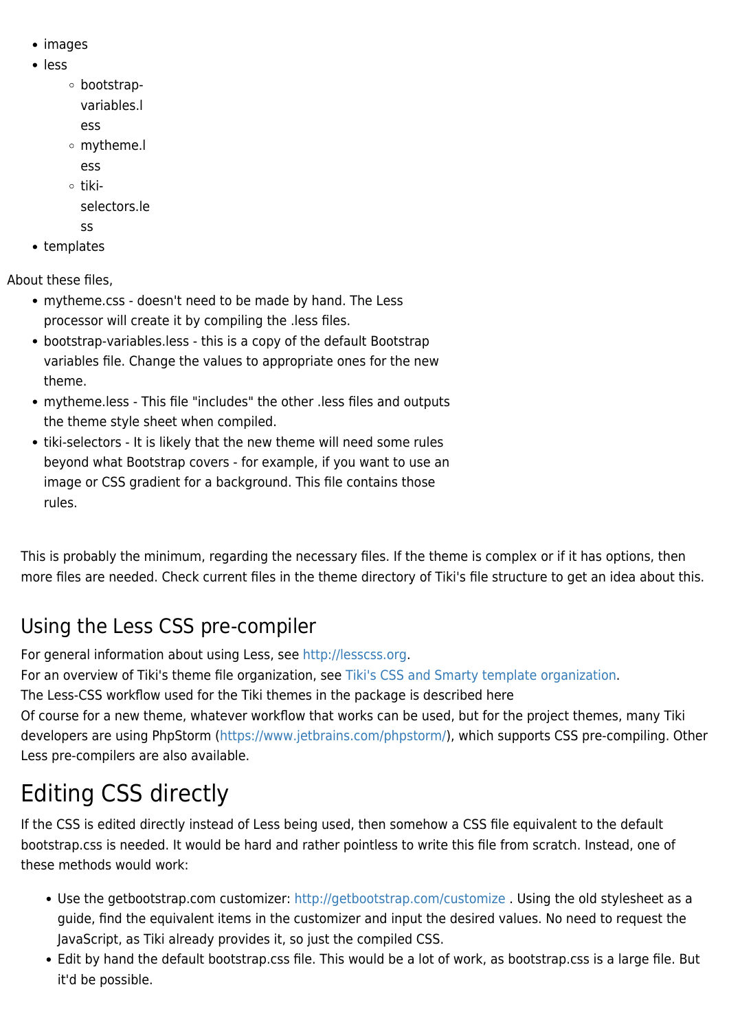- images
- less
    - bootstrap-variables.less
    - mytheme.less
    - tiki-selectors.less
- templates

About these files,

- mytheme.css - doesn't need to be made by hand. The Less processor will create it by compiling the .less files.
- bootstrap-variables.less - this is a copy of the default Bootstrap variables file. Change the values to appropriate ones for the new theme.
- mytheme.less - This file "includes" the other .less files and outputs the theme style sheet when compiled.
- tiki-selectors - It is likely that the new theme will need some rules beyond what Bootstrap covers - for example, if you want to use an image or CSS gradient for a background. This file contains those rules.

This is probably the minimum, regarding the necessary files. If the theme is complex or if it has options, then more files are needed. Check current files in the theme directory of Tiki's file structure to get an idea about this.

## Using the Less CSS pre-compiler

For general information about using Less, see http://lesscss.org.
For an overview of Tiki's theme file organization, see Tiki's CSS and Smarty template organization.
The Less-CSS workflow used for the Tiki themes in the package is described here
Of course for a new theme, whatever workflow that works can be used, but for the project themes, many Tiki developers are using PhpStorm (https://www.jetbrains.com/phpstorm/), which supports CSS pre-compiling. Other Less pre-compilers are also available.

# Editing CSS directly

If the CSS is edited directly instead of Less being used, then somehow a CSS file equivalent to the default bootstrap.css is needed. It would be hard and rather pointless to write this file from scratch. Instead, one of these methods would work:

- Use the getbootstrap.com customizer: http://getbootstrap.com/customize . Using the old stylesheet as a guide, find the equivalent items in the customizer and input the desired values. No need to request the JavaScript, as Tiki already provides it, so just the compiled CSS.
- Edit by hand the default bootstrap.css file. This would be a lot of work, as bootstrap.css is a large file. But it'd be possible.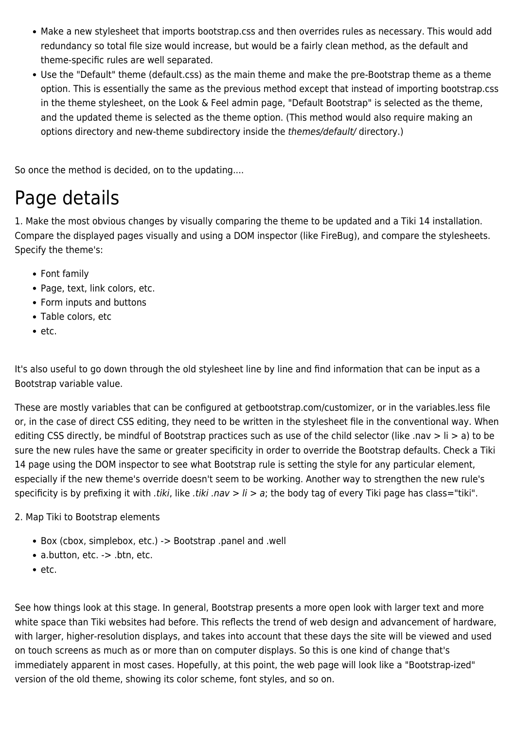- Make a new stylesheet that imports bootstrap.css and then overrides rules as necessary. This would add redundancy so total file size would increase, but would be a fairly clean method, as the default and theme-specific rules are well separated.
- Use the "Default" theme (default.css) as the main theme and make the pre-Bootstrap theme as a theme option. This is essentially the same as the previous method except that instead of importing bootstrap.css in the theme stylesheet, on the Look & Feel admin page, "Default Bootstrap" is selected as the theme, and the updated theme is selected as the theme option. (This method would also require making an options directory and new-theme subdirectory inside the *themes/default/* directory.)

So once the method is decided, on to the updating....

# Page details

1. Make the most obvious changes by visually comparing the theme to be updated and a Tiki 14 installation. Compare the displayed pages visually and using a DOM inspector (like FireBug), and compare the stylesheets. Specify the theme's:

- Font family
- Page, text, link colors, etc.
- Form inputs and buttons
- Table colors, etc
- etc.

It's also useful to go down through the old stylesheet line by line and find information that can be input as a Bootstrap variable value.

These are mostly variables that can be configured at getbootstrap.com/customizer, or in the variables.less file or, in the case of direct CSS editing, they need to be written in the stylesheet file in the conventional way. When editing CSS directly, be mindful of Bootstrap practices such as use of the child selector (like .nav > li > a) to be sure the new rules have the same or greater specificity in order to override the Bootstrap defaults. Check a Tiki 14 page using the DOM inspector to see what Bootstrap rule is setting the style for any particular element, especially if the new theme's override doesn't seem to be working. Another way to strengthen the new rule's specificity is by prefixing it with *.tiki*, like *.tiki .nav > li > a*; the body tag of every Tiki page has class="tiki".

2. Map Tiki to Bootstrap elements

- Box (cbox, simplebox, etc.) -> Bootstrap .panel and .well
- a.button, etc. -> .btn, etc.
- etc.

See how things look at this stage. In general, Bootstrap presents a more open look with larger text and more white space than Tiki websites had before. This reflects the trend of web design and advancement of hardware, with larger, higher-resolution displays, and takes into account that these days the site will be viewed and used on touch screens as much as or more than on computer displays. So this is one kind of change that's immediately apparent in most cases. Hopefully, at this point, the web page will look like a "Bootstrap-ized" version of the old theme, showing its color scheme, font styles, and so on.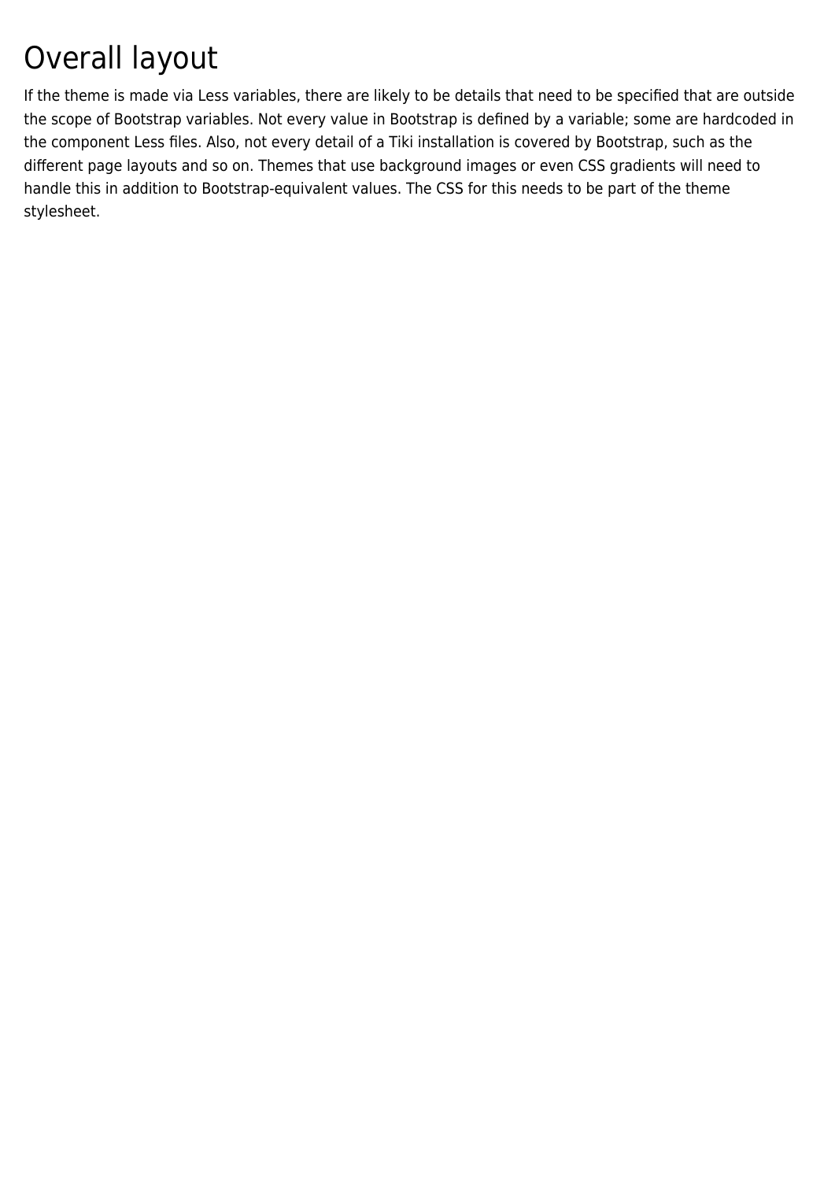# Overall layout

If the theme is made via Less variables, there are likely to be details that need to be specified that are outside the scope of Bootstrap variables. Not every value in Bootstrap is defined by a variable; some are hardcoded in the component Less files. Also, not every detail of a Tiki installation is covered by Bootstrap, such as the different page layouts and so on. Themes that use background images or even CSS gradients will need to handle this in addition to Bootstrap-equivalent values. The CSS for this needs to be part of the theme stylesheet.